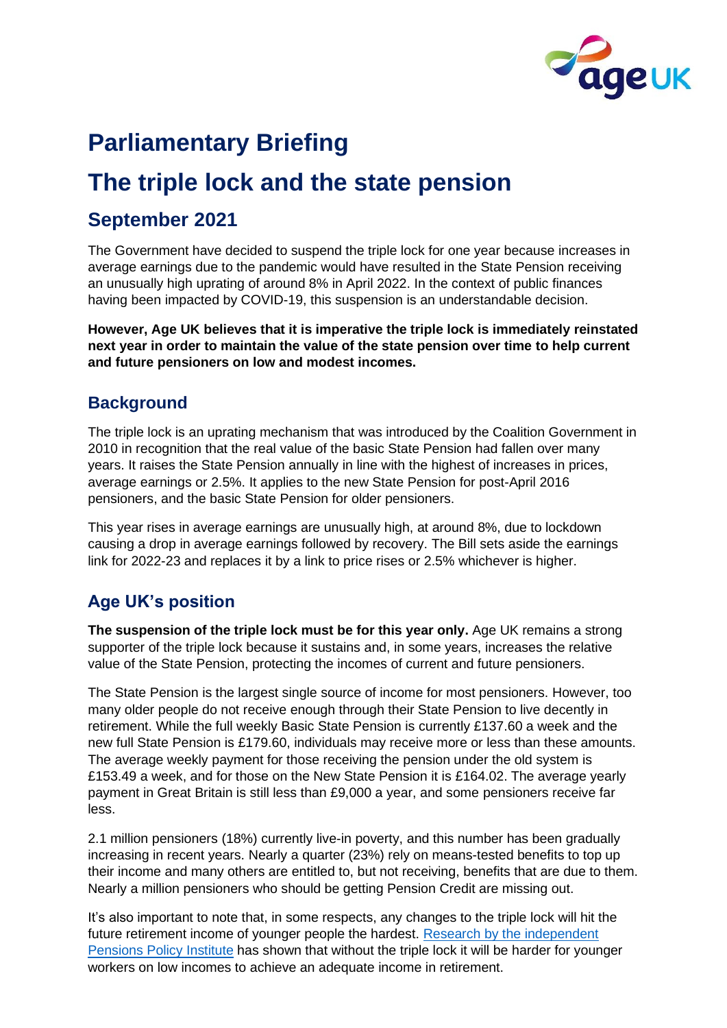# Parliamentary Briefing

# The triple lock and the state pension

## September 2021

The Government have decided to suspend the triple lock for one year because increases in average earnings due to the pandemic would have resulted in the State Pension receiving an unusually high uprating of around 8% in April 2022. In the context of public finances having been impacted by COVID-19, this suspension is an understandable decision.

**However, Age UK believes that it is imperative the triple lock is immediately reinstated next year in order to maintain the value of the state pension over time to help current and future pensioners on low and modest incomes.**

## Background

The triple lock is an uprating mechanism that was introduced by the Coalition Government in 2010 in recognition that the real value of the basic State Pension had fallen over many years. It raises the State Pension annually in line with the highest of increases in prices, average earnings or 2.5%. It applies to the new State Pension for post-April 2016 pensioners, and the basic State Pension for older pensioners.

This year rises in average earnings are unusually high, at around 8%, due to lockdown causing a drop in average earnings followed by recovery. The Bill sets aside the earnings link for 2022-23 and replaces it by a link to price rises or 2.5% whichever is higher.

## Age UK's position

**The suspension of the triple lock must be for this year only.** Age UK remains a strong supporter of the triple lock because it sustains and, in some years, increases the relative value of the State Pension, protecting the incomes of current and future pensioners.

The State Pension is the largest single source of income for most pensioners. However, too many older people do not receive enough through their State Pension to live decently in retirement. While the full weekly Basic State Pension is currently £137.60 a week and the new full State Pension is £179.60, individuals may receive more or less than these amounts. The average weekly payment for those receiving the pension under the old system is £153.49 a week, and for those on the New State Pension it is £164.02. The average yearly payment in Great Britain is still less than £9,000 a year, and some pensioners receive far less.

2.1 million pensioners (18%) currently live-in poverty, and this number has been gradually increasing in recent years. Nearly a quarter (23%) rely on means-tested benefits to top up their income and many others are entitled to, but not receiving, benefits that are due to them. Nearly a million pensioners who should be getting Pension Credit are missing out.

It's also important to note that, in some respects, any changes to the triple lock will hit the future retirement income of younger people the hardest. Research by the independent Pensions Policy Institute has shown that without the triple lock it will be harder for younger workers on low incomes to achieve an adequate income in retirement.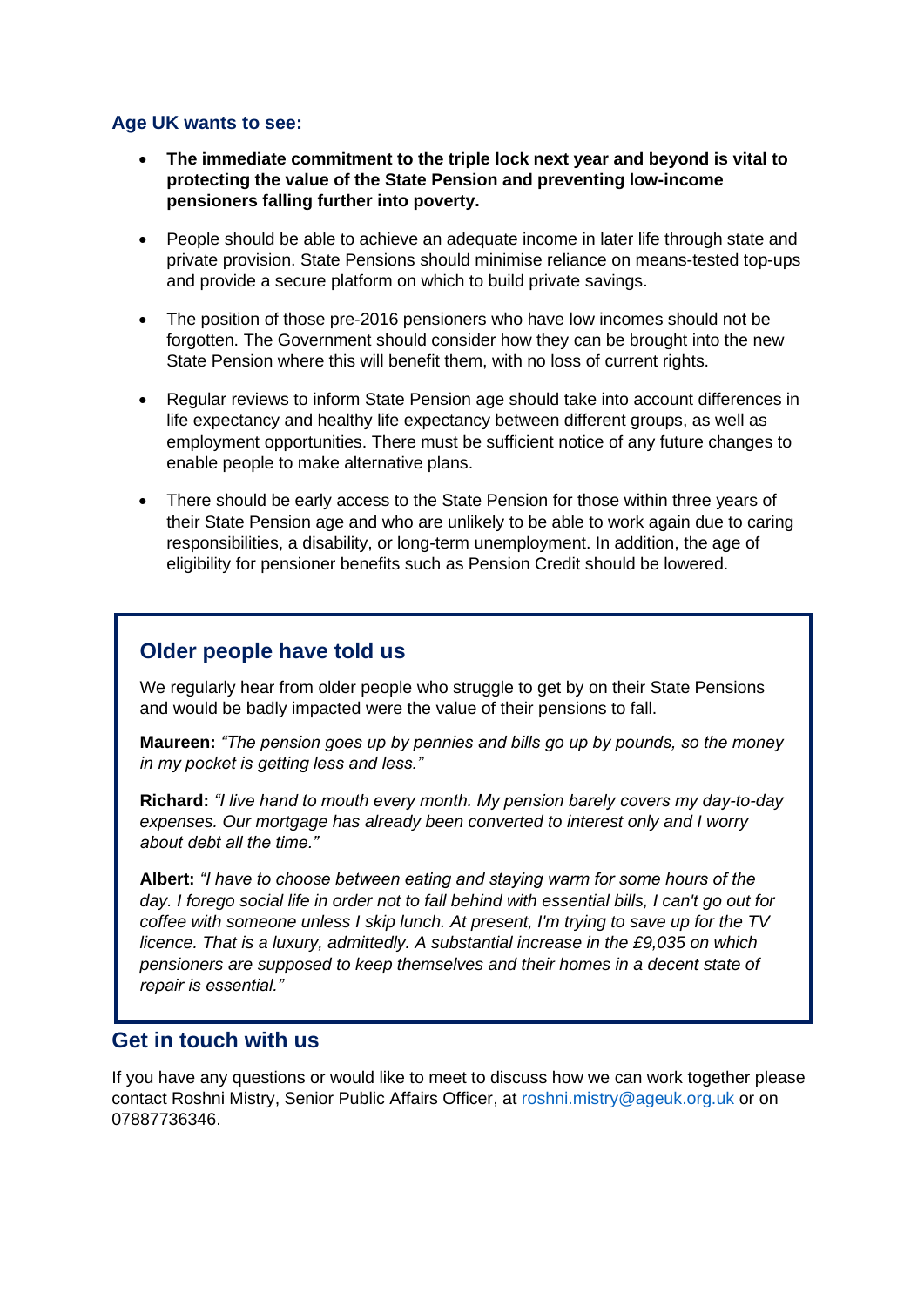### Age UK wants to see:

- **The immediate commitment to the triple lock next year and beyond is vital to protecting the value of the State Pension and preventing low-income pensioners falling further into poverty.**
- People should be able to achieve an adequate income in later life through state and private provision. State Pensions should minimise reliance on means-tested top-ups and provide a secure platform on which to build private savings.
- The position of those pre-2016 pensioners who have low incomes should not be forgotten. The Government should consider how they can be brought into the new State Pension where this will benefit them, with no loss of current rights.
- Regular reviews to inform State Pension age should take into account differences in life expectancy and healthy life expectancy between different groups, as well as employment opportunities. There must be sufficient notice of any future changes to enable people to make alternative plans.
- There should be early access to the State Pension for those within three years of their State Pension age and who are unlikely to be able to work again due to caring responsibilities, a disability, or long-term unemployment. In addition, the age of eligibility for pensioner benefits such as Pension Credit should be lowered.

## Older people have told us

We regularly hear from older people who struggle to get by on their State Pensions and would be badly impacted were the value of their pensions to fall.

**Maureen:** *"The pension goes up by pennies and bills go up by pounds, so the money in my pocket is getting less and less."*

**Richard:** *"I live hand to mouth every month. My pension barely covers my day-to-day expenses. Our mortgage has already been converted to interest only and I worry about debt all the time."*

**Albert:** *"I have to choose between eating and staying warm for some hours of the day. I forego social life in order not to fall behind with essential bills, I can't go out for coffee with someone unless I skip lunch. At present, I'm trying to save up for the TV licence. That is a luxury, admittedly. A substantial increase in the £9,035 on which pensioners are supposed to keep themselves and their homes in a decent state of repair is essential."*

## Get in touch with us

If you have any questions or would like to meet to discuss how we can work together please contact Roshni Mistry, Senior Public Affairs Officer, at roshni.mistry@ageuk.org.uk or on 07887736346.